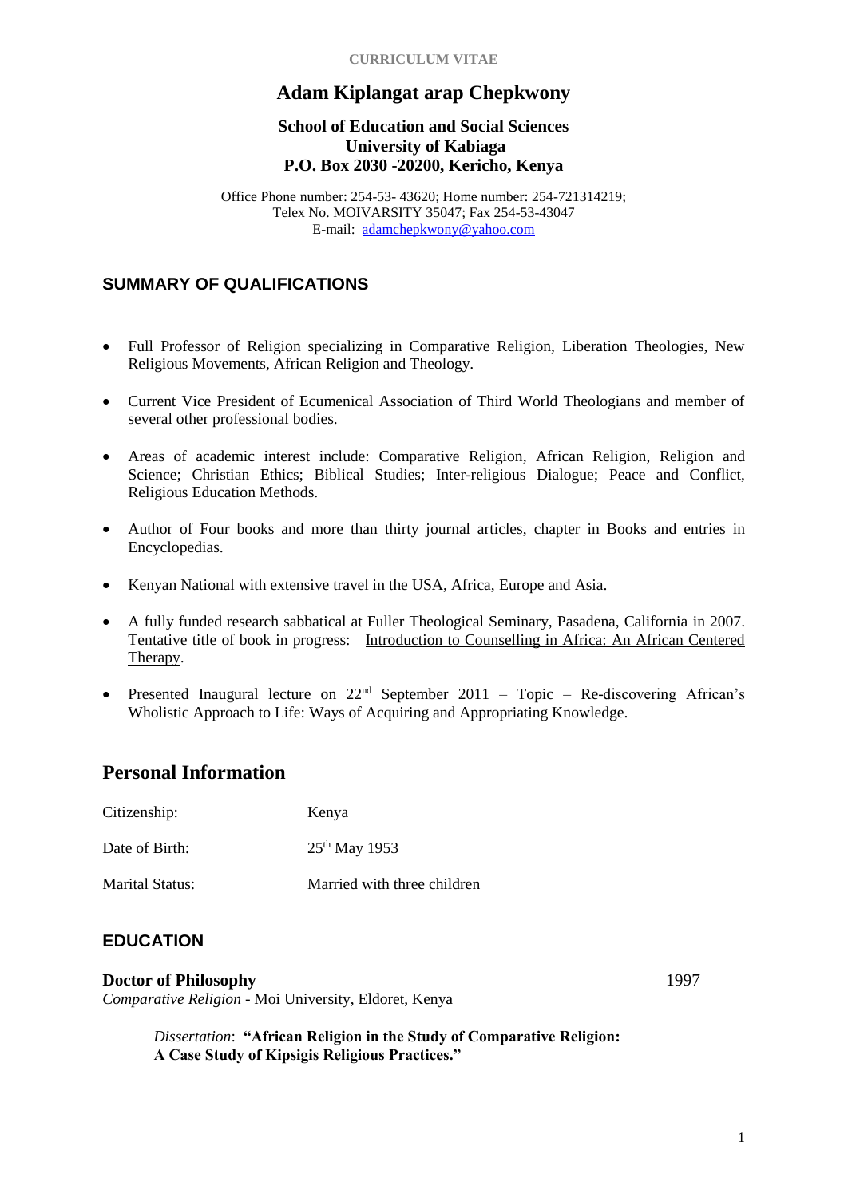CURRICULUM VITAE

# Adam Kiplangat arap Chepkwony

**School of Education and Social Sciences**
**University of Kabiaga**
**P.O. Box 2030 -20200, Kericho, Kenya**

Office Phone number: 254-53- 43620; Home number: 254-721314219;
Telex No. MOIVARSITY 35047; Fax 254-53-43047
E-mail: adamchepkwony@yahoo.com

## SUMMARY OF QUALIFICATIONS

- Full Professor of Religion specializing in Comparative Religion, Liberation Theologies, New Religious Movements, African Religion and Theology.
- Current Vice President of Ecumenical Association of Third World Theologians and member of several other professional bodies.
- Areas of academic interest include: Comparative Religion, African Religion, Religion and Science; Christian Ethics; Biblical Studies; Inter-religious Dialogue; Peace and Conflict, Religious Education Methods.
- Author of Four books and more than thirty journal articles, chapter in Books and entries in Encyclopedias.
- Kenyan National with extensive travel in the USA, Africa, Europe and Asia.
- A fully funded research sabbatical at Fuller Theological Seminary, Pasadena, California in 2007. Tentative title of book in progress: Introduction to Counselling in Africa: An African Centered Therapy.
- Presented Inaugural lecture on 22nd September 2011 – Topic – Re-discovering African's Wholistic Approach to Life: Ways of Acquiring and Appropriating Knowledge.

## Personal Information

| | |
|---|---|
| Citizenship: | Kenya |
| Date of Birth: | 25th May 1953 |
| Marital Status: | Married with three children |

## EDUCATION

**Doctor of Philosophy** 1997
*Comparative Religion* - Moi University, Eldoret, Kenya

*Dissertation*: **"African Religion in the Study of Comparative Religion: A Case Study of Kipsigis Religious Practices."**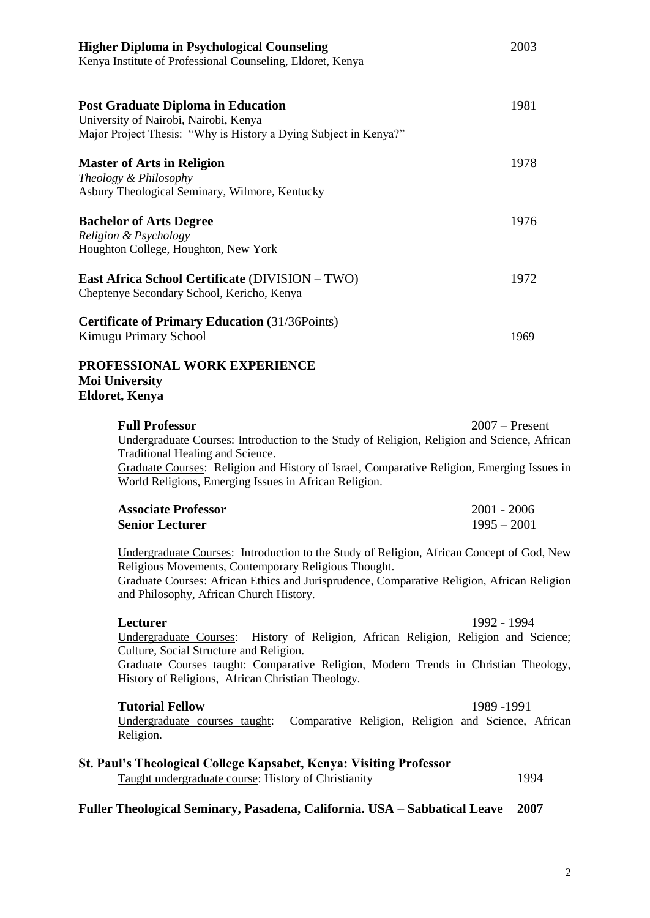**Higher Diploma in Psychological Counseling** 2003
Kenya Institute of Professional Counseling, Eldoret, Kenya

**Post Graduate Diploma in Education** 1981
University of Nairobi, Nairobi, Kenya
Major Project Thesis: "Why is History a Dying Subject in Kenya?"

**Master of Arts in Religion** 1978
*Theology & Philosophy*
Asbury Theological Seminary, Wilmore, Kentucky

**Bachelor of Arts Degree** 1976
*Religion & Psychology*
Houghton College, Houghton, New York

**East Africa School Certificate** (DIVISION – TWO) 1972
Cheptenye Secondary School, Kericho, Kenya

**Certificate of Primary Education (**31/36Points)
Kimugu Primary School 1969

## PROFESSIONAL WORK EXPERIENCE

**Moi University**
**Eldoret, Kenya**

**Full Professor** 2007 – Present
Undergraduate Courses: Introduction to the Study of Religion, Religion and Science, African Traditional Healing and Science.
Graduate Courses: Religion and History of Israel, Comparative Religion, Emerging Issues in World Religions, Emerging Issues in African Religion.

**Associate Professor** 2001 - 2006
**Senior Lecturer** 1995 – 2001

Undergraduate Courses: Introduction to the Study of Religion, African Concept of God, New Religious Movements, Contemporary Religious Thought.
Graduate Courses: African Ethics and Jurisprudence, Comparative Religion, African Religion and Philosophy, African Church History.

**Lecturer** 1992 - 1994
Undergraduate Courses: History of Religion, African Religion, Religion and Science; Culture, Social Structure and Religion.
Graduate Courses taught: Comparative Religion, Modern Trends in Christian Theology, History of Religions, African Christian Theology.

**Tutorial Fellow** 1989 -1991
Undergraduate courses taught: Comparative Religion, Religion and Science, African Religion.

**St. Paul's Theological College Kapsabet, Kenya: Visiting Professor**
Taught undergraduate course: History of Christianity 1994

**Fuller Theological Seminary, Pasadena, California. USA – Sabbatical Leave 2007**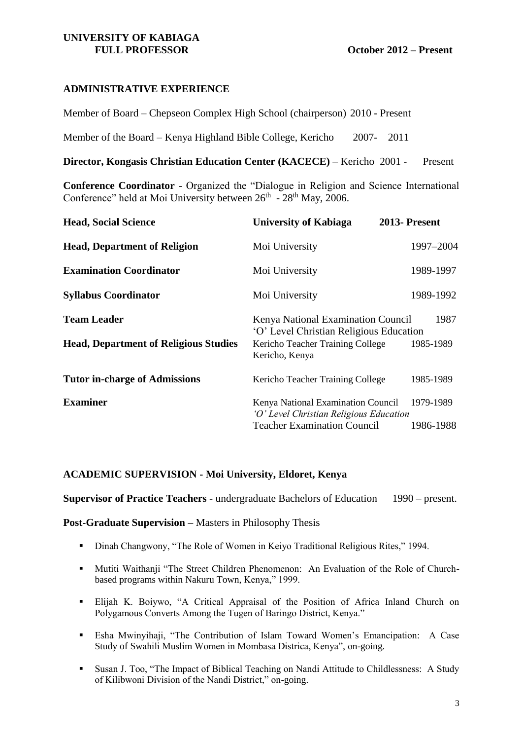**UNIVERSITY OF KABIAGA**
**FULL PROFESSOR** **October 2012 – Present**

## ADMINISTRATIVE EXPERIENCE

Member of Board – Chepseon Complex High School (chairperson) 2010 - Present

Member of the Board – Kenya Highland Bible College, Kericho 2007- 2011

**Director, Kongasis Christian Education Center (KACECE)** – Kericho 2001 - Present

**Conference Coordinator** - Organized the "Dialogue in Religion and Science International Conference" held at Moi University between 26th - 28th May, 2006.

| | | |
|---|---|---|
| **Head, Social Science** | **University of Kabiaga** | **2013- Present** |
| **Head, Department of Religion** | Moi University | 1997–2004 |
| **Examination Coordinator** | Moi University | 1989-1997 |
| **Syllabus Coordinator** | Moi University | 1989-1992 |
| **Team Leader** | Kenya National Examination Council 'O' Level Christian Religious Education | 1987 |
| **Head, Department of Religious Studies** | Kericho Teacher Training College Kericho, Kenya | 1985-1989 |
| **Tutor in-charge of Admissions** | Kericho Teacher Training College | 1985-1989 |
| **Examiner** | Kenya National Examination Council *'O' Level Christian Religious Education* | 1979-1989 |
| | Teacher Examination Council | 1986-1988 |

## ACADEMIC SUPERVISION - Moi University, Eldoret, Kenya

**Supervisor of Practice Teachers** - undergraduate Bachelors of Education 1990 – present.

**Post-Graduate Supervision –** Masters in Philosophy Thesis

- Dinah Changwony, "The Role of Women in Keiyo Traditional Religious Rites," 1994.
- Mutiti Waithanji "The Street Children Phenomenon: An Evaluation of the Role of Church-based programs within Nakuru Town, Kenya," 1999.
- Elijah K. Boiywo, "A Critical Appraisal of the Position of Africa Inland Church on Polygamous Converts Among the Tugen of Baringo District, Kenya."
- Esha Mwinyihaji, "The Contribution of Islam Toward Women's Emancipation: A Case Study of Swahili Muslim Women in Mombasa Districa, Kenya", on-going.
- Susan J. Too, "The Impact of Biblical Teaching on Nandi Attitude to Childlessness: A Study of Kilibwoni Division of the Nandi District," on-going.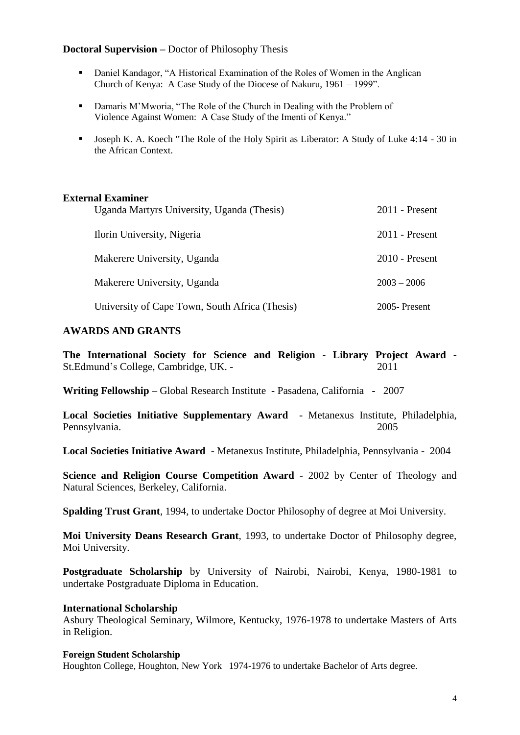**Doctoral Supervision –** Doctor of Philosophy Thesis

- Daniel Kandagor, "A Historical Examination of the Roles of Women in the Anglican Church of Kenya: A Case Study of the Diocese of Nakuru, 1961 – 1999".
- Damaris M'Mworia, "The Role of the Church in Dealing with the Problem of Violence Against Women: A Case Study of the Imenti of Kenya."
- Joseph K. A. Koech "The Role of the Holy Spirit as Liberator: A Study of Luke 4:14 - 30 in the African Context.

**External Examiner**

| | |
|---|---|
| Uganda Martyrs University, Uganda (Thesis) | 2011 - Present |
| Ilorin University, Nigeria | 2011 - Present |
| Makerere University, Uganda | 2010 - Present |
| Makerere University, Uganda | 2003 – 2006 |
| University of Cape Town, South Africa (Thesis) | 2005- Present |

## AWARDS AND GRANTS

**The International Society for Science and Religion - Library Project Award -** St.Edmund's College, Cambridge, UK. - 2011

**Writing Fellowship –** Global Research Institute - Pasadena, California - 2007

**Local Societies Initiative Supplementary Award** - Metanexus Institute, Philadelphia, Pennsylvania. 2005

**Local Societies Initiative Award** - Metanexus Institute, Philadelphia, Pennsylvania - 2004

**Science and Religion Course Competition Award** - 2002 by Center of Theology and Natural Sciences, Berkeley, California.

**Spalding Trust Grant**, 1994, to undertake Doctor Philosophy of degree at Moi University.

**Moi University Deans Research Grant**, 1993, to undertake Doctor of Philosophy degree, Moi University.

**Postgraduate Scholarship** by University of Nairobi, Nairobi, Kenya, 1980-1981 to undertake Postgraduate Diploma in Education.

**International Scholarship**
Asbury Theological Seminary, Wilmore, Kentucky, 1976-1978 to undertake Masters of Arts in Religion.

**Foreign Student Scholarship**
Houghton College, Houghton, New York 1974-1976 to undertake Bachelor of Arts degree.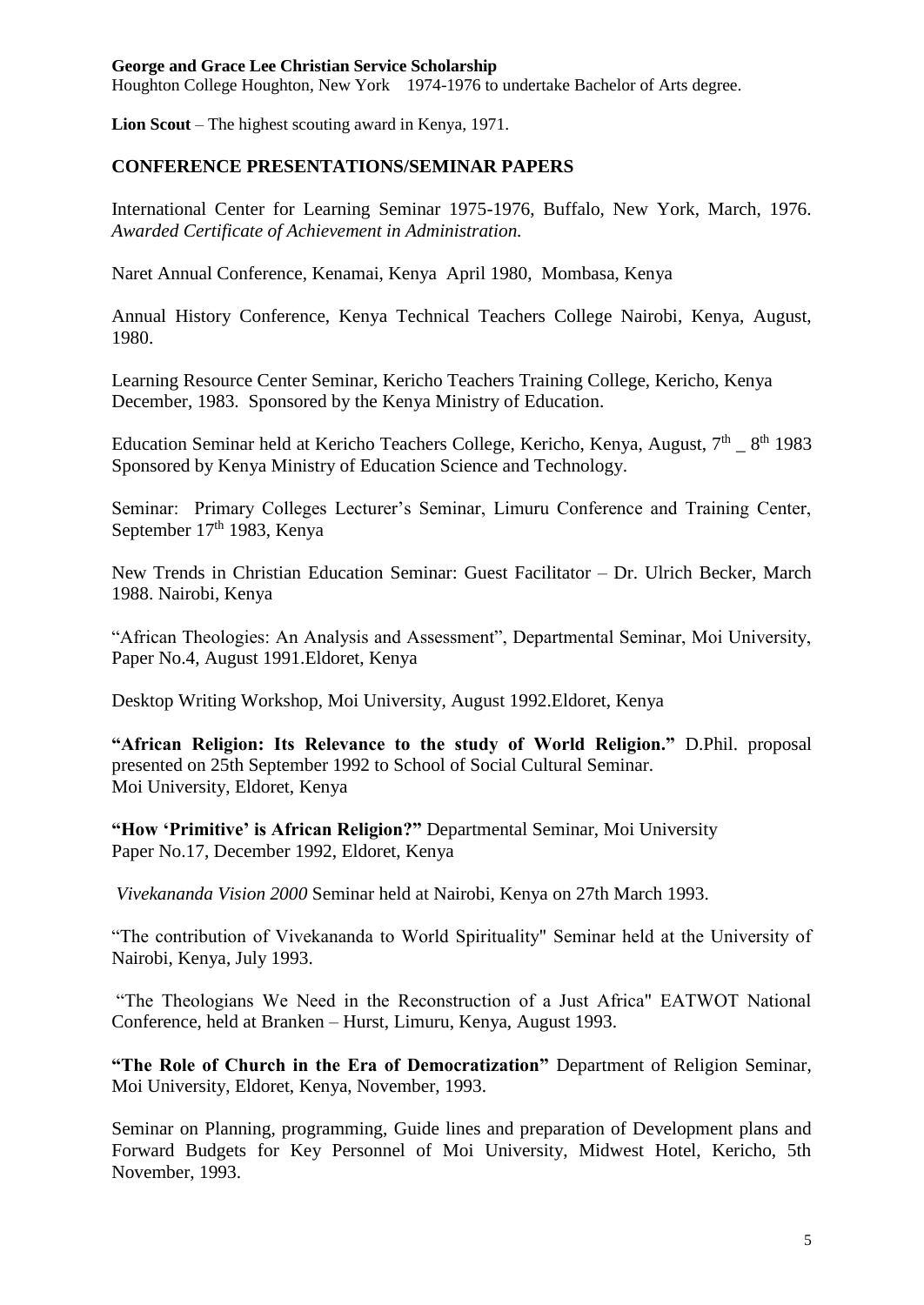**George and Grace Lee Christian Service Scholarship**
Houghton College Houghton, New York 1974-1976 to undertake Bachelor of Arts degree.

**Lion Scout** – The highest scouting award in Kenya, 1971.

## CONFERENCE PRESENTATIONS/SEMINAR PAPERS

International Center for Learning Seminar 1975-1976, Buffalo, New York, March, 1976. *Awarded Certificate of Achievement in Administration.*

Naret Annual Conference, Kenamai, Kenya April 1980, Mombasa, Kenya

Annual History Conference, Kenya Technical Teachers College Nairobi, Kenya, August, 1980.

Learning Resource Center Seminar, Kericho Teachers Training College, Kericho, Kenya December, 1983. Sponsored by the Kenya Ministry of Education.

Education Seminar held at Kericho Teachers College, Kericho, Kenya, August, 7th _ 8th 1983 Sponsored by Kenya Ministry of Education Science and Technology.

Seminar: Primary Colleges Lecturer's Seminar, Limuru Conference and Training Center, September 17th 1983, Kenya

New Trends in Christian Education Seminar: Guest Facilitator – Dr. Ulrich Becker, March 1988. Nairobi, Kenya

"African Theologies: An Analysis and Assessment", Departmental Seminar, Moi University, Paper No.4, August 1991.Eldoret, Kenya

Desktop Writing Workshop, Moi University, August 1992.Eldoret, Kenya

**"African Religion: Its Relevance to the study of World Religion."** D.Phil. proposal presented on 25th September 1992 to School of Social Cultural Seminar.
Moi University, Eldoret, Kenya

**"How 'Primitive' is African Religion?"** Departmental Seminar, Moi University
Paper No.17, December 1992, Eldoret, Kenya

*Vivekananda Vision 2000* Seminar held at Nairobi, Kenya on 27th March 1993.

"The contribution of Vivekananda to World Spirituality" Seminar held at the University of Nairobi, Kenya, July 1993.

"The Theologians We Need in the Reconstruction of a Just Africa" EATWOT National Conference, held at Branken – Hurst, Limuru, Kenya, August 1993.

**"The Role of Church in the Era of Democratization"** Department of Religion Seminar, Moi University, Eldoret, Kenya, November, 1993.

Seminar on Planning, programming, Guide lines and preparation of Development plans and Forward Budgets for Key Personnel of Moi University, Midwest Hotel, Kericho, 5th November, 1993.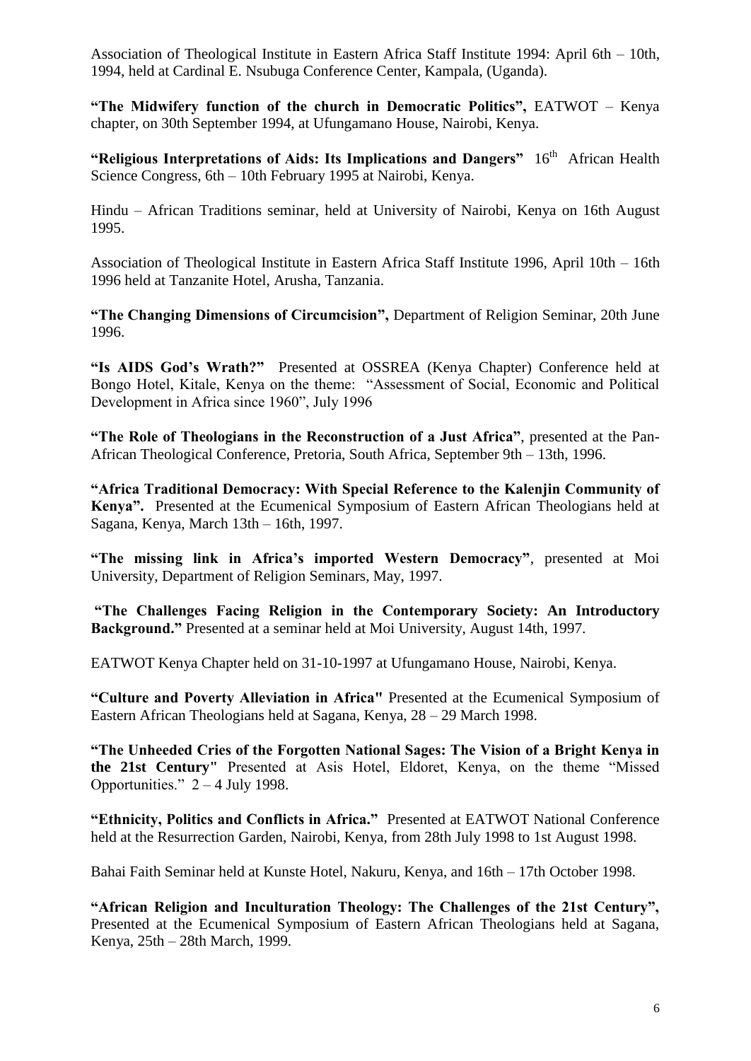Association of Theological Institute in Eastern Africa Staff Institute 1994: April 6th – 10th, 1994, held at Cardinal E. Nsubuga Conference Center, Kampala, (Uganda).

**"The Midwifery function of the church in Democratic Politics",** EATWOT – Kenya chapter, on 30th September 1994, at Ufungamano House, Nairobi, Kenya.

**"Religious Interpretations of Aids: Its Implications and Dangers"** 16th African Health Science Congress, 6th – 10th February 1995 at Nairobi, Kenya.

Hindu – African Traditions seminar, held at University of Nairobi, Kenya on 16th August 1995.

Association of Theological Institute in Eastern Africa Staff Institute 1996, April 10th – 16th 1996 held at Tanzanite Hotel, Arusha, Tanzania.

**"The Changing Dimensions of Circumcision",** Department of Religion Seminar, 20th June 1996.

**"Is AIDS God's Wrath?"** Presented at OSSREA (Kenya Chapter) Conference held at Bongo Hotel, Kitale, Kenya on the theme: "Assessment of Social, Economic and Political Development in Africa since 1960", July 1996

**"The Role of Theologians in the Reconstruction of a Just Africa"**, presented at the Pan-African Theological Conference, Pretoria, South Africa, September 9th – 13th, 1996.

**"Africa Traditional Democracy: With Special Reference to the Kalenjin Community of Kenya".** Presented at the Ecumenical Symposium of Eastern African Theologians held at Sagana, Kenya, March 13th – 16th, 1997.

**"The missing link in Africa's imported Western Democracy"**, presented at Moi University, Department of Religion Seminars, May, 1997.

**"The Challenges Facing Religion in the Contemporary Society: An Introductory Background."** Presented at a seminar held at Moi University, August 14th, 1997.

EATWOT Kenya Chapter held on 31-10-1997 at Ufungamano House, Nairobi, Kenya.

**"Culture and Poverty Alleviation in Africa"** Presented at the Ecumenical Symposium of Eastern African Theologians held at Sagana, Kenya, 28 – 29 March 1998.

**"The Unheeded Cries of the Forgotten National Sages: The Vision of a Bright Kenya in the 21st Century"** Presented at Asis Hotel, Eldoret, Kenya, on the theme "Missed Opportunities." 2 – 4 July 1998.

**"Ethnicity, Politics and Conflicts in Africa."** Presented at EATWOT National Conference held at the Resurrection Garden, Nairobi, Kenya, from 28th July 1998 to 1st August 1998.

Bahai Faith Seminar held at Kunste Hotel, Nakuru, Kenya, and 16th – 17th October 1998.

**"African Religion and Inculturation Theology: The Challenges of the 21st Century",** Presented at the Ecumenical Symposium of Eastern African Theologians held at Sagana, Kenya, 25th – 28th March, 1999.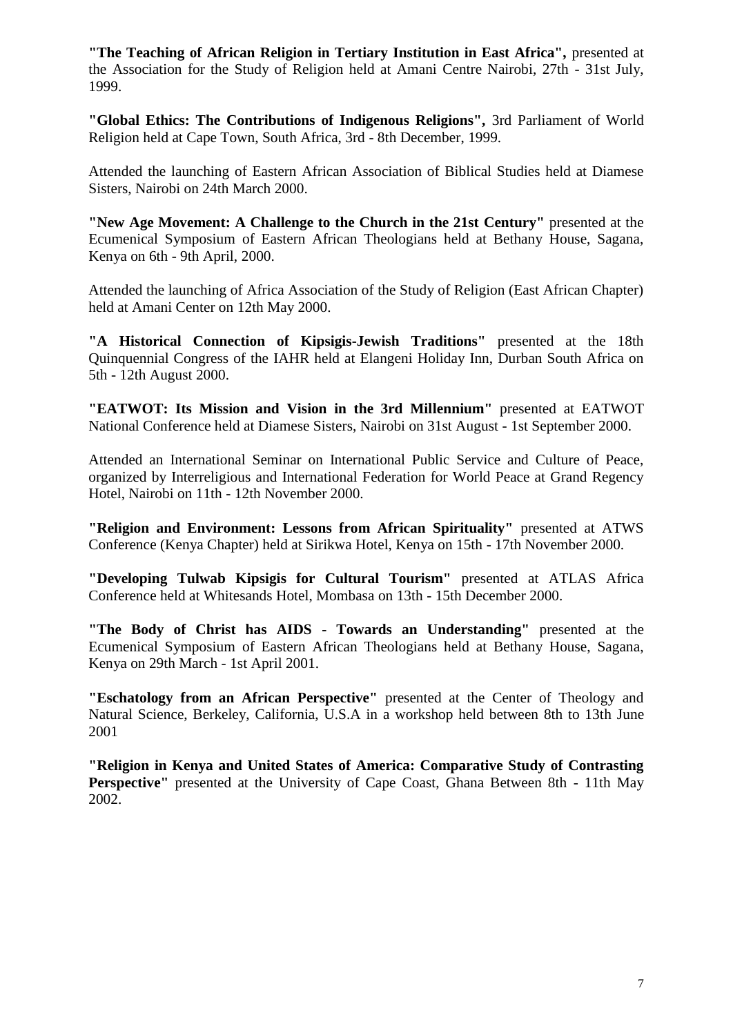**"The Teaching of African Religion in Tertiary Institution in East Africa",** presented at the Association for the Study of Religion held at Amani Centre Nairobi, 27th - 31st July, 1999.

**"Global Ethics: The Contributions of Indigenous Religions",** 3rd Parliament of World Religion held at Cape Town, South Africa, 3rd - 8th December, 1999.

Attended the launching of Eastern African Association of Biblical Studies held at Diamese Sisters, Nairobi on 24th March 2000.

**"New Age Movement: A Challenge to the Church in the 21st Century"** presented at the Ecumenical Symposium of Eastern African Theologians held at Bethany House, Sagana, Kenya on 6th - 9th April, 2000.

Attended the launching of Africa Association of the Study of Religion (East African Chapter) held at Amani Center on 12th May 2000.

**"A Historical Connection of Kipsigis-Jewish Traditions"** presented at the 18th Quinquennial Congress of the IAHR held at Elangeni Holiday Inn, Durban South Africa on 5th - 12th August 2000.

**"EATWOT: Its Mission and Vision in the 3rd Millennium"** presented at EATWOT National Conference held at Diamese Sisters, Nairobi on 31st August - 1st September 2000.

Attended an International Seminar on International Public Service and Culture of Peace, organized by Interreligious and International Federation for World Peace at Grand Regency Hotel, Nairobi on 11th - 12th November 2000.

**"Religion and Environment: Lessons from African Spirituality"** presented at ATWS Conference (Kenya Chapter) held at Sirikwa Hotel, Kenya on 15th - 17th November 2000.

**"Developing Tulwab Kipsigis for Cultural Tourism"** presented at ATLAS Africa Conference held at Whitesands Hotel, Mombasa on 13th - 15th December 2000.

**"The Body of Christ has AIDS - Towards an Understanding"** presented at the Ecumenical Symposium of Eastern African Theologians held at Bethany House, Sagana, Kenya on 29th March - 1st April 2001.

**"Eschatology from an African Perspective"** presented at the Center of Theology and Natural Science, Berkeley, California, U.S.A in a workshop held between 8th to 13th June 2001

**"Religion in Kenya and United States of America: Comparative Study of Contrasting Perspective"** presented at the University of Cape Coast, Ghana Between 8th - 11th May 2002.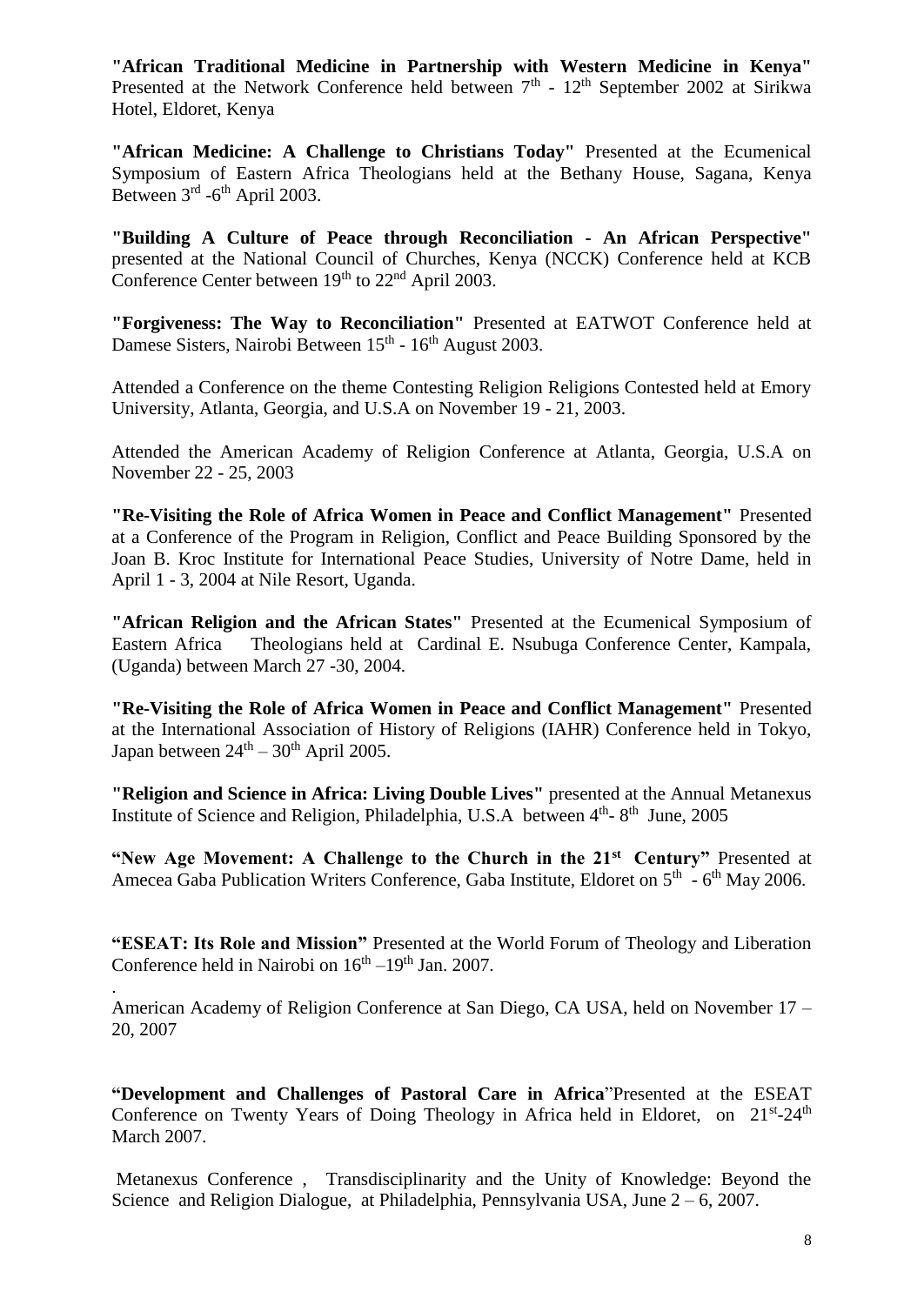**"African Traditional Medicine in Partnership with Western Medicine in Kenya"** Presented at the Network Conference held between 7th - 12th September 2002 at Sirikwa Hotel, Eldoret, Kenya

**"African Medicine: A Challenge to Christians Today"** Presented at the Ecumenical Symposium of Eastern Africa Theologians held at the Bethany House, Sagana, Kenya Between 3rd -6th April 2003.

**"Building A Culture of Peace through Reconciliation - An African Perspective"** presented at the National Council of Churches, Kenya (NCCK) Conference held at KCB Conference Center between 19th to 22nd April 2003.

**"Forgiveness: The Way to Reconciliation"** Presented at EATWOT Conference held at Damese Sisters, Nairobi Between 15th - 16th August 2003.

Attended a Conference on the theme Contesting Religion Religions Contested held at Emory University, Atlanta, Georgia, and U.S.A on November 19 - 21, 2003.

Attended the American Academy of Religion Conference at Atlanta, Georgia, U.S.A on November 22 - 25, 2003

**"Re-Visiting the Role of Africa Women in Peace and Conflict Management"** Presented at a Conference of the Program in Religion, Conflict and Peace Building Sponsored by the Joan B. Kroc Institute for International Peace Studies, University of Notre Dame, held in April 1 - 3, 2004 at Nile Resort, Uganda.

**"African Religion and the African States"** Presented at the Ecumenical Symposium of Eastern Africa Theologians held at Cardinal E. Nsubuga Conference Center, Kampala, (Uganda) between March 27 -30, 2004.

**"Re-Visiting the Role of Africa Women in Peace and Conflict Management"** Presented at the International Association of History of Religions (IAHR) Conference held in Tokyo, Japan between 24th – 30th April 2005.

**"Religion and Science in Africa: Living Double Lives"** presented at the Annual Metanexus Institute of Science and Religion, Philadelphia, U.S.A between 4th- 8th June, 2005

**"New Age Movement: A Challenge to the Church in the 21st Century"** Presented at Amecea Gaba Publication Writers Conference, Gaba Institute, Eldoret on 5th - 6th May 2006.

**"ESEAT: Its Role and Mission"** Presented at the World Forum of Theology and Liberation Conference held in Nairobi on 16th –19th Jan. 2007.

American Academy of Religion Conference at San Diego, CA USA, held on November 17 – 20, 2007

**"Development and Challenges of Pastoral Care in Africa"** Presented at the ESEAT Conference on Twenty Years of Doing Theology in Africa held in Eldoret, on 21st-24th March 2007.

Metanexus Conference , Transdisciplinarity and the Unity of Knowledge: Beyond the Science and Religion Dialogue, at Philadelphia, Pennsylvania USA, June 2 – 6, 2007.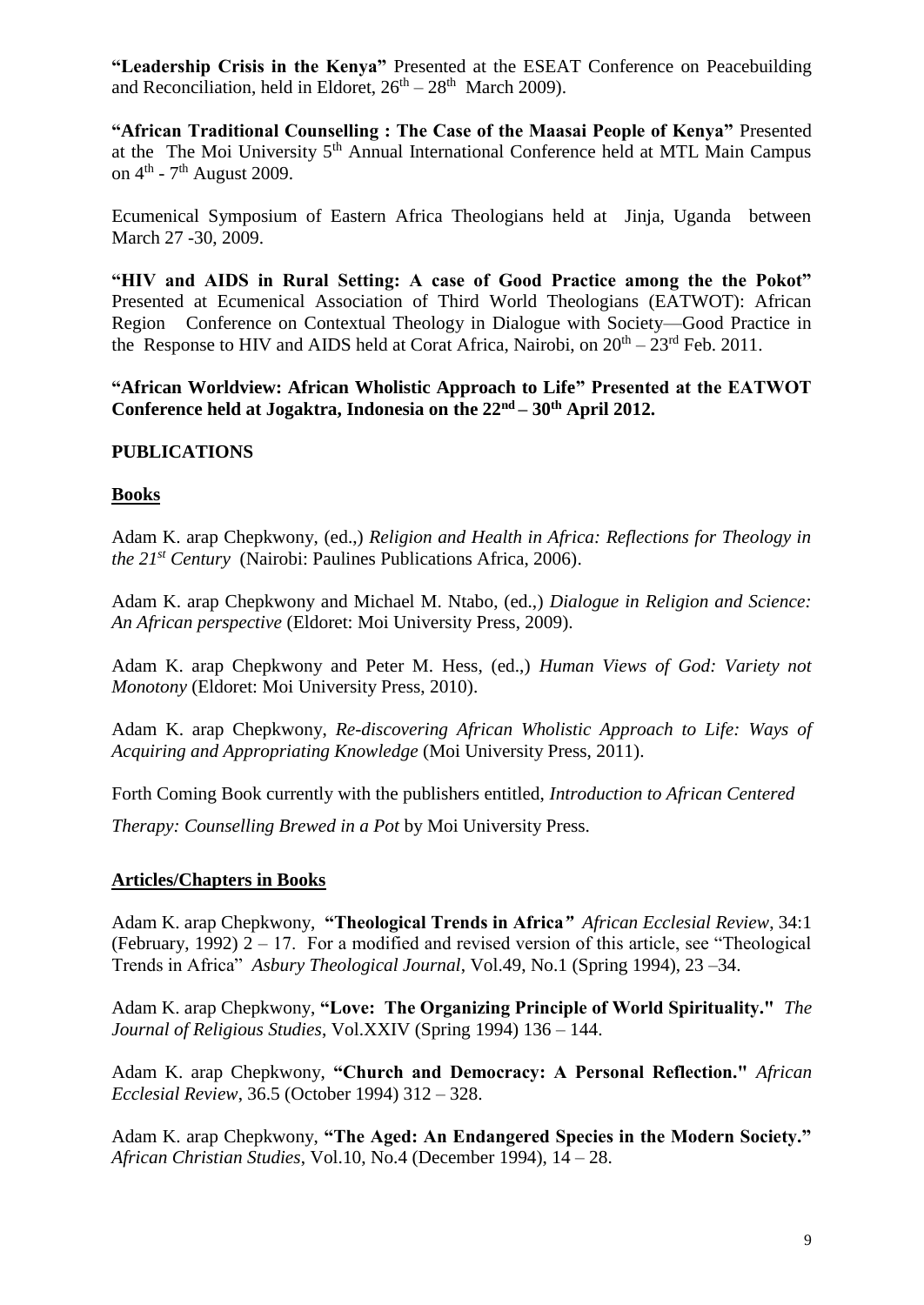**"Leadership Crisis in the Kenya"** Presented at the ESEAT Conference on Peacebuilding and Reconciliation, held in Eldoret, $26^{th}$ – $28^{th}$ March 2009).

**"African Traditional Counselling : The Case of the Maasai People of Kenya"** Presented at the The Moi University $5^{th}$ Annual International Conference held at MTL Main Campus on $4^{th}$ - $7^{th}$ August 2009.

Ecumenical Symposium of Eastern Africa Theologians held at Jinja, Uganda between March 27 -30, 2009.

**"HIV and AIDS in Rural Setting: A case of Good Practice among the the Pokot"** Presented at Ecumenical Association of Third World Theologians (EATWOT): African Region Conference on Contextual Theology in Dialogue with Society—Good Practice in the Response to HIV and AIDS held at Corat Africa, Nairobi, on $20^{th}$ – $23^{rd}$ Feb. 2011.

**"African Worldview: African Wholistic Approach to Life" Presented at the EATWOT Conference held at Jogaktra, Indonesia on the $22^{nd}$ – $30^{th}$ April 2012.**

## PUBLICATIONS

### Books

Adam K. arap Chepkwony, (ed.,) *Religion and Health in Africa: Reflections for Theology in the $21^{st}$ Century* (Nairobi: Paulines Publications Africa, 2006).

Adam K. arap Chepkwony and Michael M. Ntabo, (ed.,) *Dialogue in Religion and Science: An African perspective* (Eldoret: Moi University Press, 2009).

Adam K. arap Chepkwony and Peter M. Hess, (ed.,) *Human Views of God: Variety not Monotony* (Eldoret: Moi University Press, 2010).

Adam K. arap Chepkwony, *Re-discovering African Wholistic Approach to Life: Ways of Acquiring and Appropriating Knowledge* (Moi University Press, 2011).

Forth Coming Book currently with the publishers entitled, *Introduction to African Centered Therapy: Counselling Brewed in a Pot* by Moi University Press.

### Articles/Chapters in Books

Adam K. arap Chepkwony, **"Theological Trends in Africa"** *African Ecclesial Review*, 34:1 (February, 1992) 2 – 17. For a modified and revised version of this article, see "Theological Trends in Africa" *Asbury Theological Journal*, Vol.49, No.1 (Spring 1994), 23 –34.

Adam K. arap Chepkwony, **"Love: The Organizing Principle of World Spirituality."** *The Journal of Religious Studies*, Vol.XXIV (Spring 1994) 136 – 144.

Adam K. arap Chepkwony, **"Church and Democracy: A Personal Reflection."** *African Ecclesial Review*, 36.5 (October 1994) 312 – 328.

Adam K. arap Chepkwony, **"The Aged: An Endangered Species in the Modern Society."** *African Christian Studies*, Vol.10, No.4 (December 1994), 14 – 28.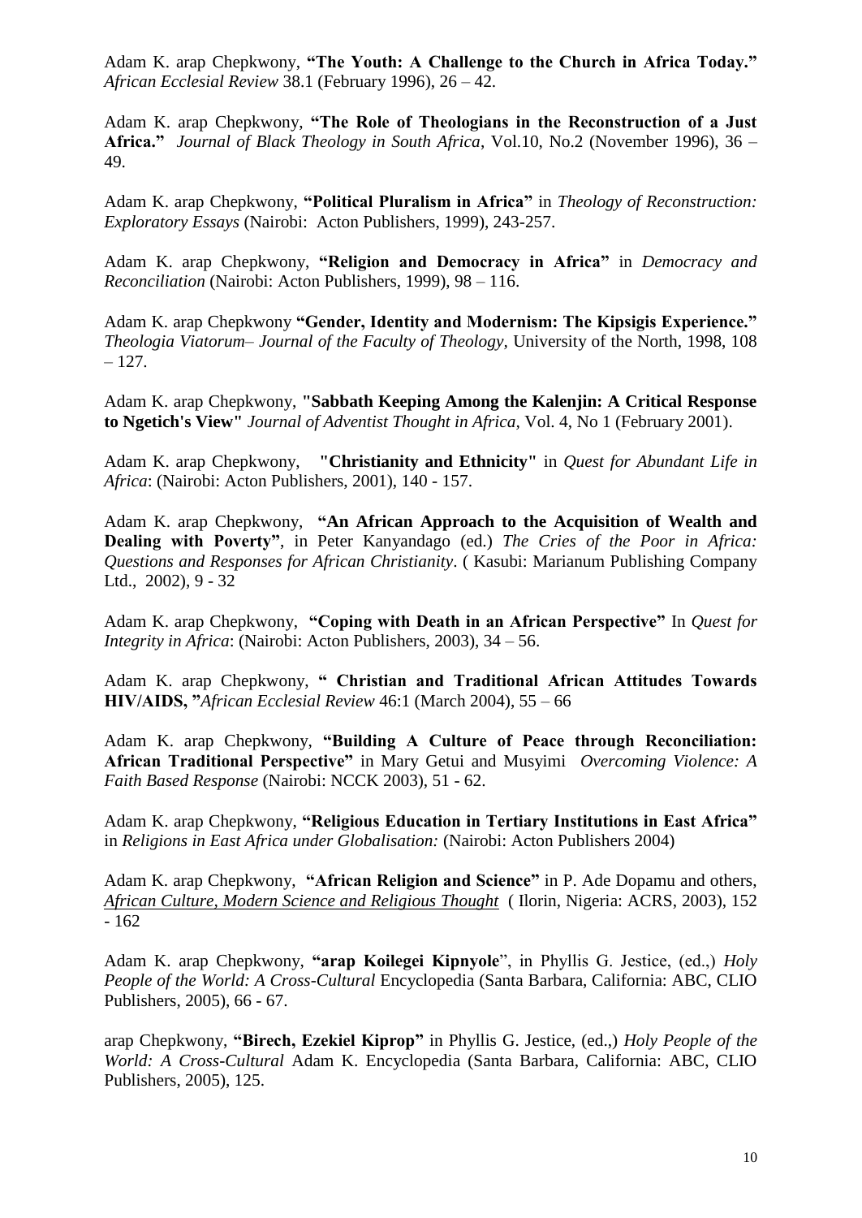Adam K. arap Chepkwony, **"The Youth: A Challenge to the Church in Africa Today."** *African Ecclesial Review* 38.1 (February 1996), 26 – 42.

Adam K. arap Chepkwony, **"The Role of Theologians in the Reconstruction of a Just Africa."** *Journal of Black Theology in South Africa*, Vol.10, No.2 (November 1996), 36 – 49.

Adam K. arap Chepkwony, **"Political Pluralism in Africa"** in *Theology of Reconstruction: Exploratory Essays* (Nairobi: Acton Publishers, 1999), 243-257.

Adam K. arap Chepkwony, **"Religion and Democracy in Africa"** in *Democracy and Reconciliation* (Nairobi: Acton Publishers, 1999), 98 – 116.

Adam K. arap Chepkwony **"Gender, Identity and Modernism: The Kipsigis Experience."** *Theologia Viatorum– Journal of the Faculty of Theology,* University of the North, 1998, 108 – 127.

Adam K. arap Chepkwony, **"Sabbath Keeping Among the Kalenjin: A Critical Response to Ngetich's View"** *Journal of Adventist Thought in Africa,* Vol. 4, No 1 (February 2001).

Adam K. arap Chepkwony, **"Christianity and Ethnicity"** in *Quest for Abundant Life in Africa*: (Nairobi: Acton Publishers, 2001), 140 - 157.

Adam K. arap Chepkwony, **"An African Approach to the Acquisition of Wealth and Dealing with Poverty"**, in Peter Kanyandago (ed.) *The Cries of the Poor in Africa: Questions and Responses for African Christianity*. ( Kasubi: Marianum Publishing Company Ltd., 2002), 9 - 32

Adam K. arap Chepkwony, **"Coping with Death in an African Perspective"** In *Quest for Integrity in Africa*: (Nairobi: Acton Publishers, 2003), 34 – 56.

Adam K. arap Chepkwony, **" Christian and Traditional African Attitudes Towards HIV/AIDS, "***African Ecclesial Review* 46:1 (March 2004), 55 – 66

Adam K. arap Chepkwony, **"Building A Culture of Peace through Reconciliation: African Traditional Perspective"** in Mary Getui and Musyimi *Overcoming Violence: A Faith Based Response* (Nairobi: NCCK 2003), 51 - 62.

Adam K. arap Chepkwony, **"Religious Education in Tertiary Institutions in East Africa"** in *Religions in East Africa under Globalisation:* (Nairobi: Acton Publishers 2004)

Adam K. arap Chepkwony, **"African Religion and Science"** in P. Ade Dopamu and others, *African Culture, Modern Science and Religious Thought* ( Ilorin, Nigeria: ACRS, 2003), 152 - 162

Adam K. arap Chepkwony, **"arap Koilegei Kipnyole**", in Phyllis G. Jestice, (ed.,) *Holy People of the World: A Cross-Cultural* Encyclopedia (Santa Barbara, California: ABC, CLIO Publishers, 2005), 66 - 67.

arap Chepkwony, **"Birech, Ezekiel Kiprop"** in Phyllis G. Jestice, (ed.,) *Holy People of the World: A Cross-Cultural* Adam K. Encyclopedia (Santa Barbara, California: ABC, CLIO Publishers, 2005), 125.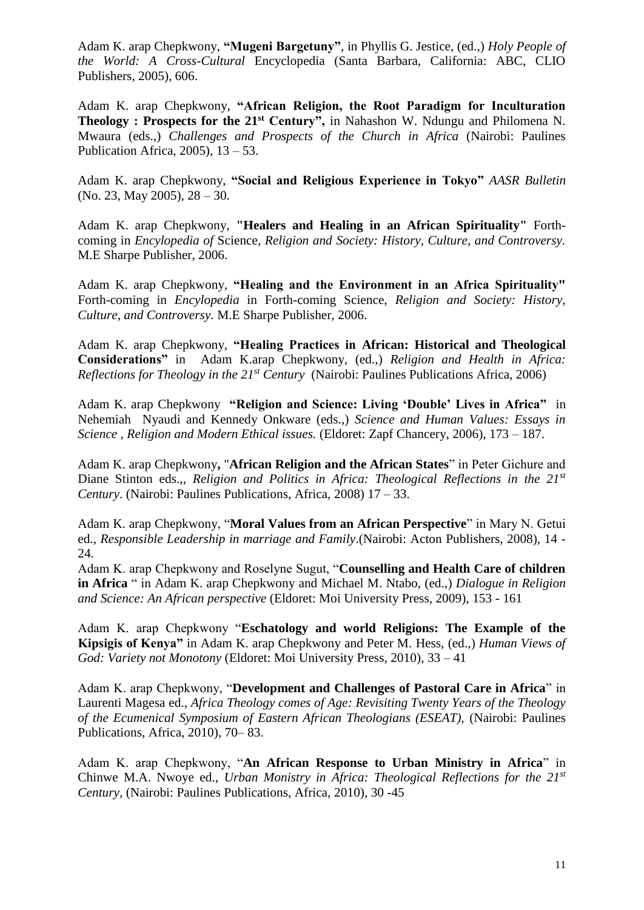Adam K. arap Chepkwony, **"Mugeni Bargetuny"**, in Phyllis G. Jestice, (ed.,) *Holy People of the World: A Cross-Cultural* Encyclopedia (Santa Barbara, California: ABC, CLIO Publishers, 2005), 606.

Adam K. arap Chepkwony, **"African Religion, the Root Paradigm for Inculturation Theology : Prospects for the 21st Century",** in Nahashon W. Ndungu and Philomena N. Mwaura (eds.,) *Challenges and Prospects of the Church in Africa* (Nairobi: Paulines Publication Africa, 2005), 13 – 53.

Adam K. arap Chepkwony, **"Social and Religious Experience in Tokyo"** *AASR Bulletin* (No. 23, May 2005), 28 – 30.

Adam K. arap Chepkwony, **"Healers and Healing in an African Spirituality"** Forth-coming in *Encylopedia of* Science*, Religion and Society: History, Culture, and Controversy.* M.E Sharpe Publisher, 2006.

Adam K. arap Chepkwony, **"Healing and the Environment in an Africa Spirituality"** Forth-coming in *Encylopedia* in Forth-coming Science, *Religion and Society: History, Culture, and Controversy.* M.E Sharpe Publisher, 2006.

Adam K. arap Chepkwony, **"Healing Practices in African: Historical and Theological Considerations"** in Adam K.arap Chepkwony, (ed.,) *Religion and Health in Africa: Reflections for Theology in the 21st Century* (Nairobi: Paulines Publications Africa, 2006)

Adam K. arap Chepkwony **"Religion and Science: Living 'Double' Lives in Africa"** in Nehemiah Nyaudi and Kennedy Onkware (eds.,) *Science and Human Values: Essays in Science , Religion and Modern Ethical issues.* (Eldoret: Zapf Chancery, 2006), 173 – 187.

Adam K. arap Chepkwony**,** "**African Religion and the African States**" in Peter Gichure and Diane Stinton eds.,, *Religion and Politics in Africa: Theological Reflections in the 21st Century*. (Nairobi: Paulines Publications, Africa, 2008) 17 – 33.

Adam K. arap Chepkwony, "**Moral Values from an African Perspective**" in Mary N. Getui ed., *Responsible Leadership in marriage and Family*.(Nairobi: Acton Publishers, 2008), 14 - 24.

Adam K. arap Chepkwony and Roselyne Sugut, "**Counselling and Health Care of children in Africa** " in Adam K. arap Chepkwony and Michael M. Ntabo, (ed.,) *Dialogue in Religion and Science: An African perspective* (Eldoret: Moi University Press, 2009), 153 - 161

Adam K. arap Chepkwony "**Eschatology and world Religions: The Example of the Kipsigis of Kenya"** in Adam K. arap Chepkwony and Peter M. Hess, (ed.,) *Human Views of God: Variety not Monotony* (Eldoret: Moi University Press, 2010), 33 – 41

Adam K. arap Chepkwony, "**Development and Challenges of Pastoral Care in Africa**" in Laurenti Magesa ed., *Africa Theology comes of Age: Revisiting Twenty Years of the Theology of the Ecumenical Symposium of Eastern African Theologians (ESEAT),* (Nairobi: Paulines Publications, Africa, 2010), 70– 83.

Adam K. arap Chepkwony, "**An African Response to Urban Ministry in Africa**" in Chinwe M.A. Nwoye ed., *Urban Monistry in Africa: Theological Reflections for the 21st Century*, (Nairobi: Paulines Publications, Africa, 2010), 30 -45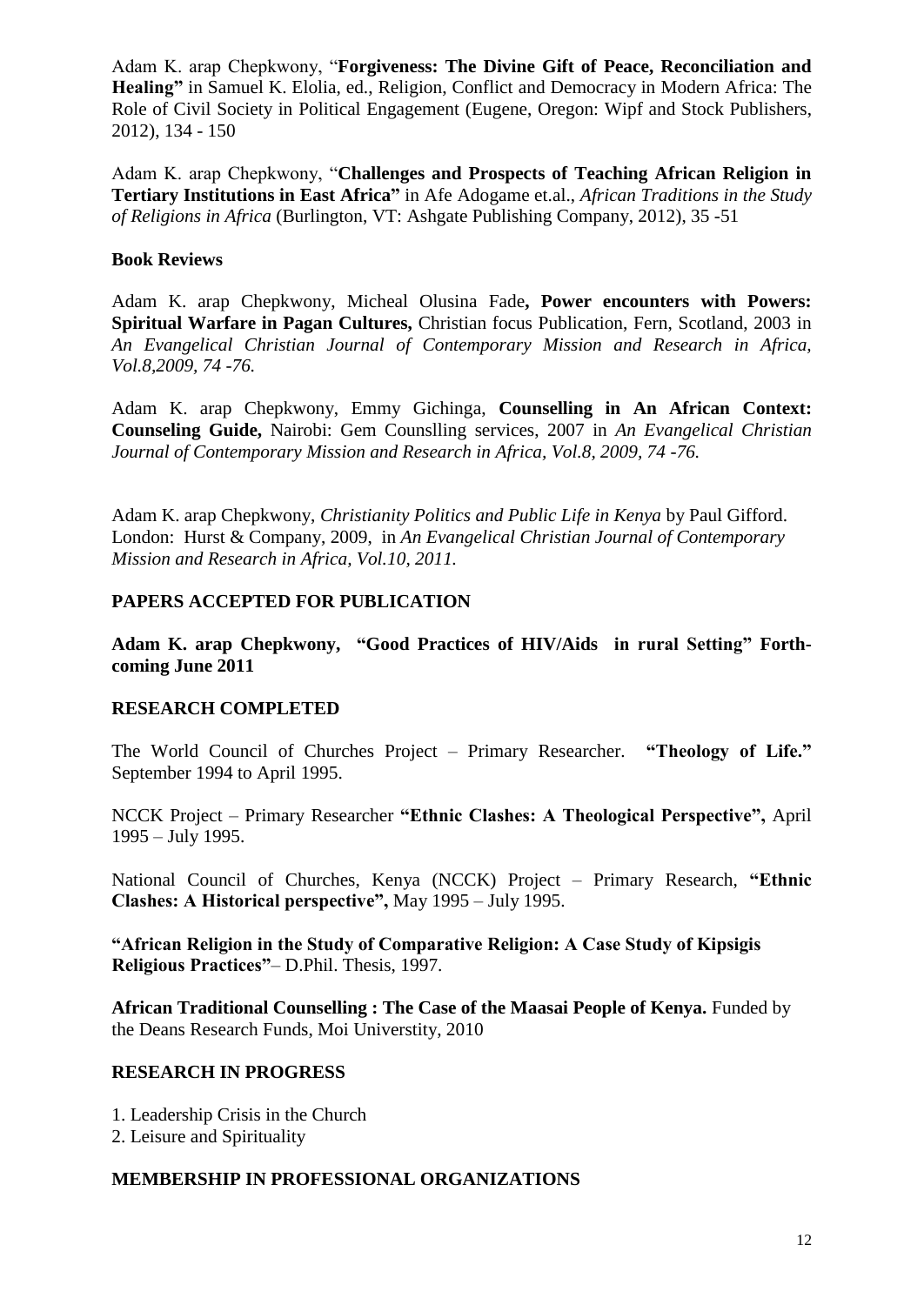Adam K. arap Chepkwony, "**Forgiveness: The Divine Gift of Peace, Reconciliation and Healing"** in Samuel K. Elolia, ed., Religion, Conflict and Democracy in Modern Africa: The Role of Civil Society in Political Engagement (Eugene, Oregon: Wipf and Stock Publishers, 2012), 134 - 150

Adam K. arap Chepkwony, "**Challenges and Prospects of Teaching African Religion in Tertiary Institutions in East Africa"** in Afe Adogame et.al., *African Traditions in the Study of Religions in Africa* (Burlington, VT: Ashgate Publishing Company, 2012), 35 -51

**Book Reviews**

Adam K. arap Chepkwony, Micheal Olusina Fade**, Power encounters with Powers: Spiritual Warfare in Pagan Cultures,** Christian focus Publication, Fern, Scotland, 2003 in *An Evangelical Christian Journal of Contemporary Mission and Research in Africa, Vol.8,2009, 74 -76.*

Adam K. arap Chepkwony, Emmy Gichinga, **Counselling in An African Context: Counseling Guide,** Nairobi: Gem Counslling services, 2007 in *An Evangelical Christian Journal of Contemporary Mission and Research in Africa, Vol.8, 2009, 74 -76.*

Adam K. arap Chepkwony, *Christianity Politics and Public Life in Kenya* by Paul Gifford. London: Hurst & Company, 2009, in *An Evangelical Christian Journal of Contemporary Mission and Research in Africa, Vol.10, 2011.*

**PAPERS ACCEPTED FOR PUBLICATION**

**Adam K. arap Chepkwony, "Good Practices of HIV/Aids in rural Setting" Forth-coming June 2011**

**RESEARCH COMPLETED**

The World Council of Churches Project – Primary Researcher. **"Theology of Life."** September 1994 to April 1995.

NCCK Project – Primary Researcher **"Ethnic Clashes: A Theological Perspective",** April 1995 – July 1995.

National Council of Churches, Kenya (NCCK) Project – Primary Research, **"Ethnic Clashes: A Historical perspective",** May 1995 – July 1995.

**"African Religion in the Study of Comparative Religion: A Case Study of Kipsigis Religious Practices"**– D.Phil. Thesis, 1997.

**African Traditional Counselling : The Case of the Maasai People of Kenya.** Funded by the Deans Research Funds, Moi Universtity, 2010

**RESEARCH IN PROGRESS**

1. Leadership Crisis in the Church
2. Leisure and Spirituality

**MEMBERSHIP IN PROFESSIONAL ORGANIZATIONS**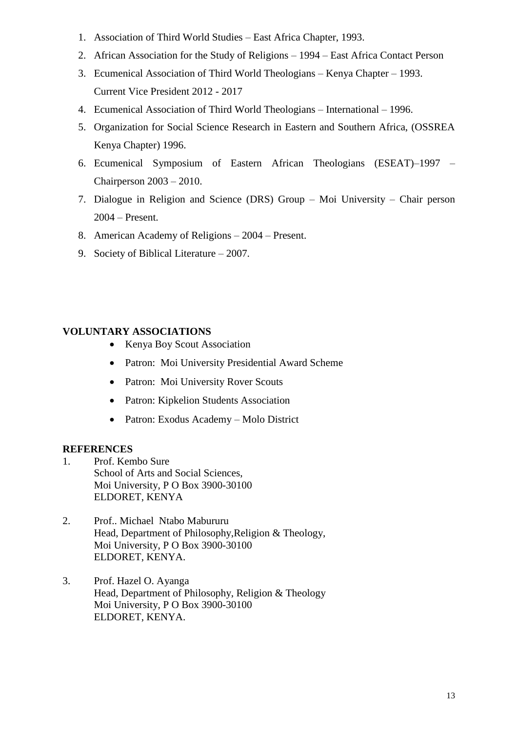1. Association of Third World Studies – East Africa Chapter, 1993.
2. African Association for the Study of Religions – 1994 – East Africa Contact Person
3. Ecumenical Association of Third World Theologians – Kenya Chapter – 1993. Current Vice President 2012 - 2017
4. Ecumenical Association of Third World Theologians – International – 1996.
5. Organization for Social Science Research in Eastern and Southern Africa, (OSSREA Kenya Chapter) 1996.
6. Ecumenical Symposium of Eastern African Theologians (ESEAT)–1997 – Chairperson 2003 – 2010.
7. Dialogue in Religion and Science (DRS) Group – Moi University – Chair person 2004 – Present.
8. American Academy of Religions – 2004 – Present.
9. Society of Biblical Literature – 2007.

**VOLUNTARY ASSOCIATIONS**

- Kenya Boy Scout Association
- Patron: Moi University Presidential Award Scheme
- Patron: Moi University Rover Scouts
- Patron: Kipkelion Students Association
- Patron: Exodus Academy – Molo District

**REFERENCES**

1. Prof. Kembo Sure
   School of Arts and Social Sciences,
   Moi University, P O Box 3900-30100
   ELDORET, KENYA

2. Prof.. Michael Ntabo Mabururu
   Head, Department of Philosophy,Religion & Theology,
   Moi University, P O Box 3900-30100
   ELDORET, KENYA.

3. Prof. Hazel O. Ayanga
   Head, Department of Philosophy, Religion & Theology
   Moi University, P O Box 3900-30100
   ELDORET, KENYA.